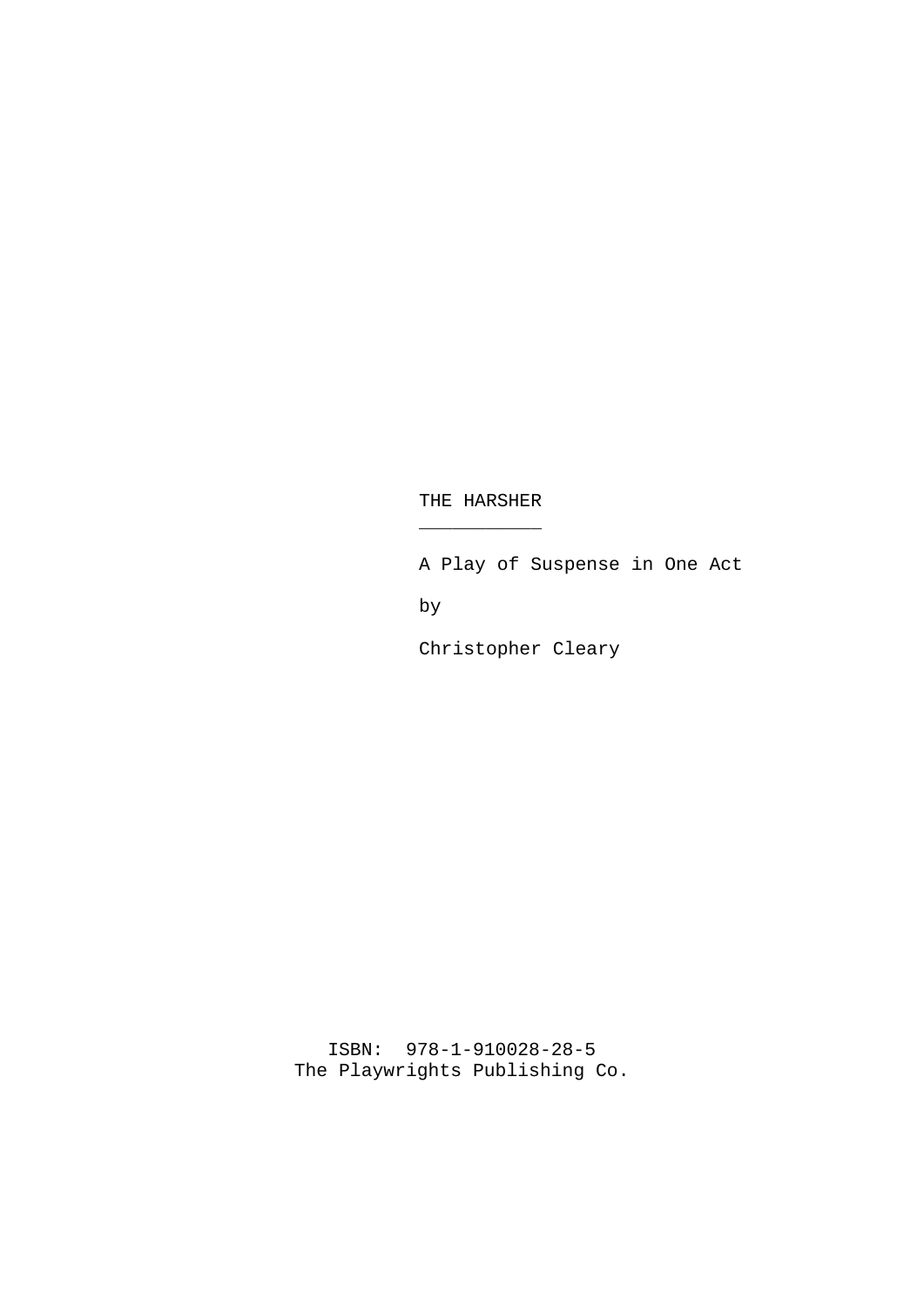# THE HARSHER

A Play of Suspense in One Act

by

Christopher Cleary

ISBN: 978-1-910028-28-5
The Playwrights Publishing Co.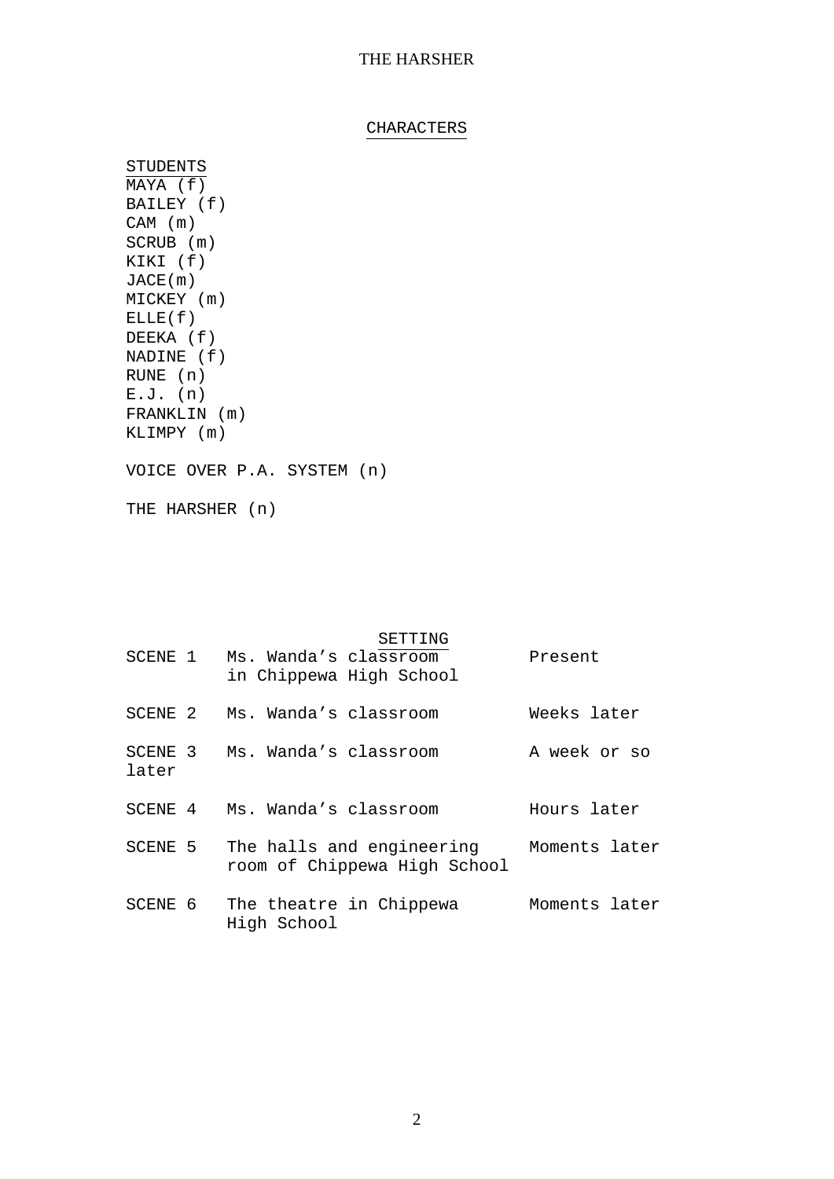## CHARACTERS

STUDENTS

MAYA (f)
BAILEY (f)
CAM (m)
SCRUB (m)
KIKI (f)
JACE(m)
MICKEY (m)
ELLE(f)
DEEKA (f)
NADINE (f)
RUNE (n)
E.J. (n)
FRANKLIN (m)
KLIMPY (m)

VOICE OVER P.A. SYSTEM (n)

THE HARSHER (n)

## SETTING

| | | |
|---|---|---|
| SCENE 1 | Ms. Wanda's classroom in Chippewa High School | Present |
| SCENE 2 | Ms. Wanda's classroom | Weeks later |
| SCENE 3 | Ms. Wanda's classroom | A week or so later |
| SCENE 4 | Ms. Wanda's classroom | Hours later |
| SCENE 5 | The halls and engineering room of Chippewa High School | Moments later |
| SCENE 6 | The theatre in Chippewa High School | Moments later |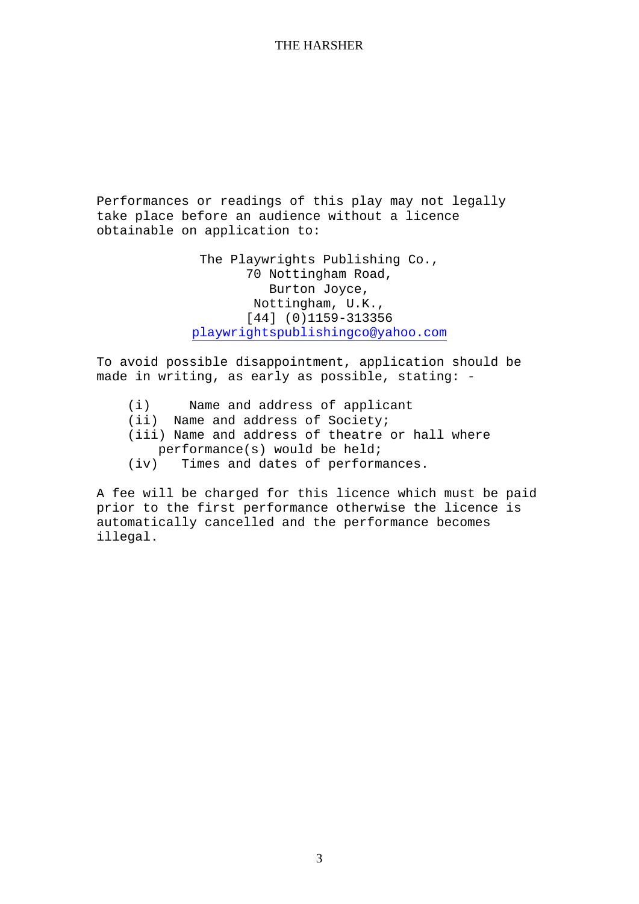Performances or readings of this play may not legally take place before an audience without a licence obtainable on application to:

The Playwrights Publishing Co.,
70 Nottingham Road,
Burton Joyce,
Nottingham, U.K.,
[44] (0)1159-313356
playwrightspublishingco@yahoo.com

To avoid possible disappointment, application should be made in writing, as early as possible, stating: -

- (i) Name and address of applicant
- (ii) Name and address of Society;
- (iii) Name and address of theatre or hall where performance(s) would be held;
- (iv) Times and dates of performances.

A fee will be charged for this licence which must be paid prior to the first performance otherwise the licence is automatically cancelled and the performance becomes illegal.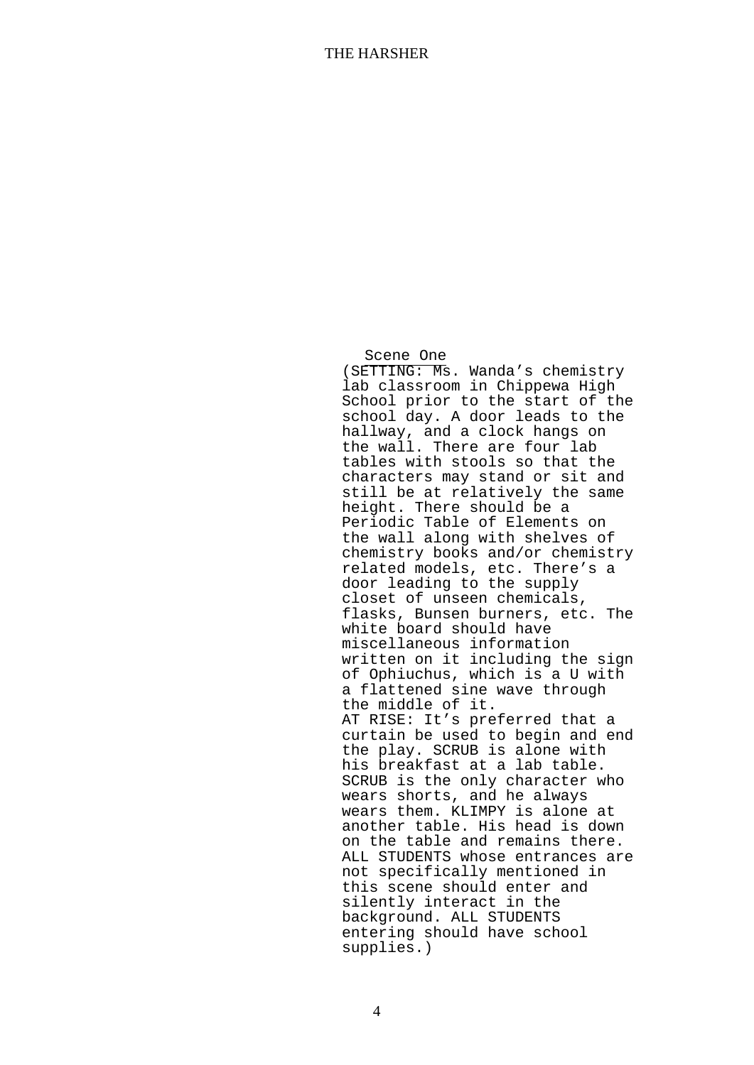## Scene One

(SETTING: Ms. Wanda’s chemistry lab classroom in Chippewa High School prior to the start of the school day. A door leads to the hallway, and a clock hangs on the wall. There are four lab tables with stools so that the characters may stand or sit and still be at relatively the same height. There should be a Periodic Table of Elements on the wall along with shelves of chemistry books and/or chemistry related models, etc. There’s a door leading to the supply closet of unseen chemicals, flasks, Bunsen burners, etc. The white board should have miscellaneous information written on it including the sign of Ophiuchus, which is a U with a flattened sine wave through the middle of it.

AT RISE: It’s preferred that a curtain be used to begin and end the play. SCRUB is alone with his breakfast at a lab table. SCRUB is the only character who wears shorts, and he always wears them. KLIMPY is alone at another table. His head is down on the table and remains there. ALL STUDENTS whose entrances are not specifically mentioned in this scene should enter and silently interact in the background. ALL STUDENTS entering should have school supplies.)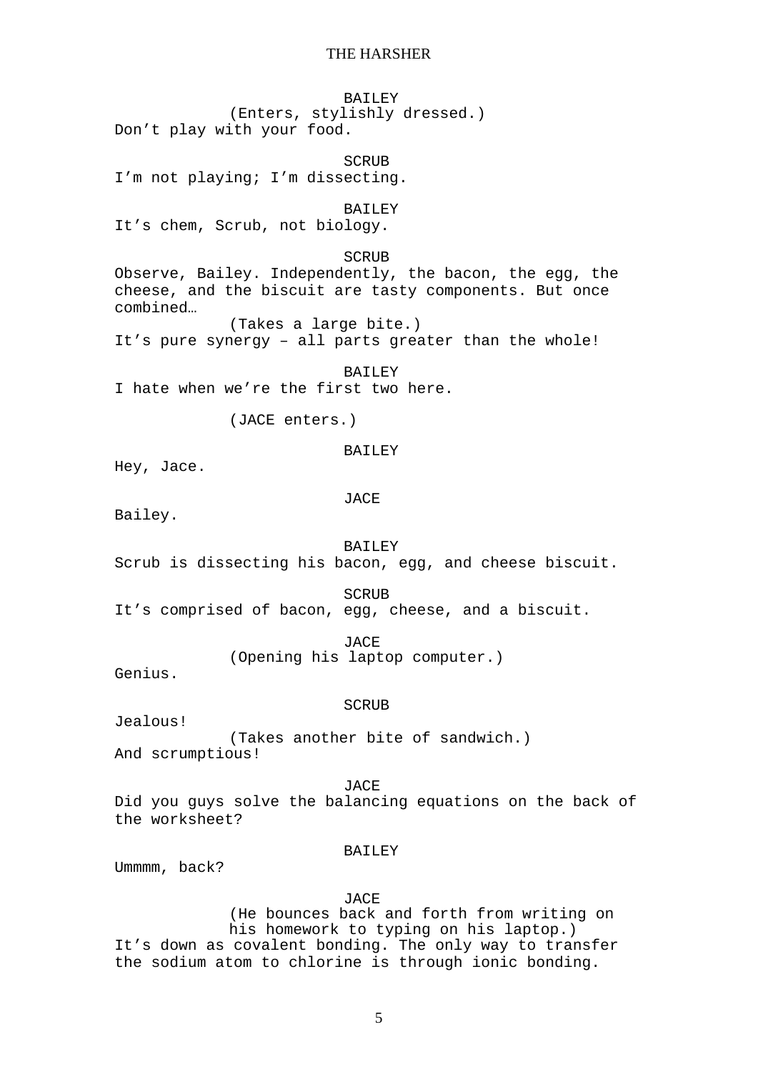BAILEY
(Enters, stylishly dressed.)
Don't play with your food.

SCRUB
I'm not playing; I'm dissecting.

BAILEY
It's chem, Scrub, not biology.

SCRUB
Observe, Bailey. Independently, the bacon, the egg, the cheese, and the biscuit are tasty components. But once combined…
(Takes a large bite.)
It's pure synergy – all parts greater than the whole!

BAILEY
I hate when we're the first two here.

(JACE enters.)

BAILEY
Hey, Jace.

JACE
Bailey.

BAILEY
Scrub is dissecting his bacon, egg, and cheese biscuit.

SCRUB
It's comprised of bacon, egg, cheese, and a biscuit.

JACE
(Opening his laptop computer.)
Genius.

SCRUB
Jealous!
(Takes another bite of sandwich.)
And scrumptious!

JACE
Did you guys solve the balancing equations on the back of the worksheet?

BAILEY
Ummmm, back?

JACE
(He bounces back and forth from writing on his homework to typing on his laptop.)
It's down as covalent bonding. The only way to transfer the sodium atom to chlorine is through ionic bonding.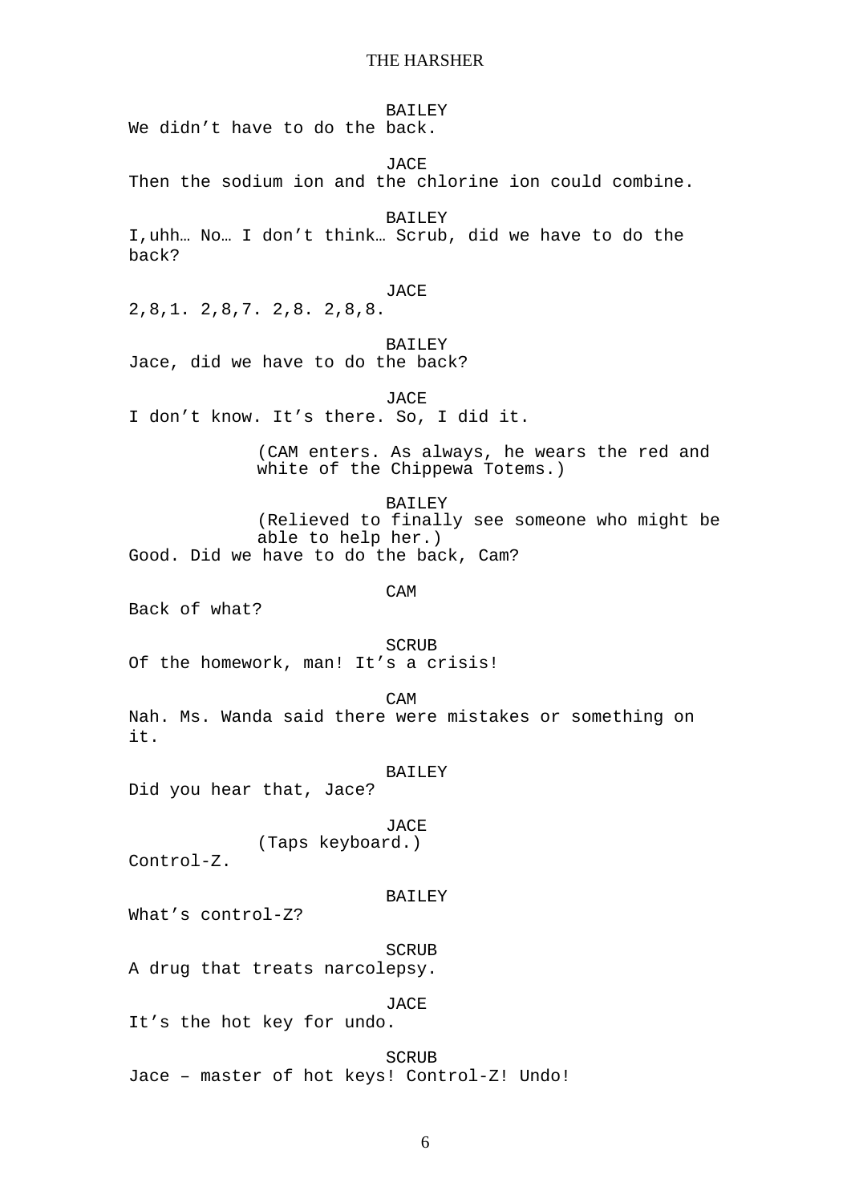BAILEY

We didn't have to do the back.

JACE

Then the sodium ion and the chlorine ion could combine.

BAILEY

I,uhh… No… I don't think… Scrub, did we have to do the back?

JACE

2,8,1. 2,8,7. 2,8. 2,8,8.

BAILEY

Jace, did we have to do the back?

JACE

I don't know. It's there. So, I did it.

(CAM enters. As always, he wears the red and white of the Chippewa Totems.)

BAILEY

(Relieved to finally see someone who might be able to help her.)

Good. Did we have to do the back, Cam?

CAM

Back of what?

SCRUB

Of the homework, man! It's a crisis!

CAM

Nah. Ms. Wanda said there were mistakes or something on it.

BAILEY

Did you hear that, Jace?

JACE

(Taps keyboard.)

Control-Z.

BAILEY

What's control-Z?

SCRUB

A drug that treats narcolepsy.

JACE

It's the hot key for undo.

SCRUB

Jace – master of hot keys! Control-Z! Undo!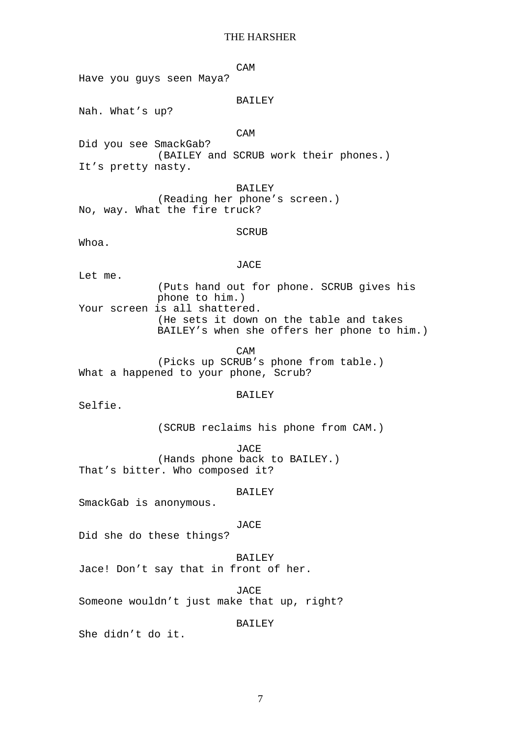CAM

Have you guys seen Maya?

BAILEY

Nah. What's up?

CAM

Did you see SmackGab?

(BAILEY and SCRUB work their phones.)

It's pretty nasty.

BAILEY

(Reading her phone's screen.)

No, way. What the fire truck?

SCRUB

Whoa.

JACE

Let me.

(Puts hand out for phone. SCRUB gives his phone to him.)

Your screen is all shattered.

(He sets it down on the table and takes BAILEY's when she offers her phone to him.)

CAM

(Picks up SCRUB's phone from table.)

What a happened to your phone, Scrub?

BAILEY

Selfie.

(SCRUB reclaims his phone from CAM.)

JACE

(Hands phone back to BAILEY.)

That's bitter. Who composed it?

BAILEY

SmackGab is anonymous.

JACE

Did she do these things?

BAILEY

Jace! Don't say that in front of her.

JACE

Someone wouldn't just make that up, right?

BAILEY

She didn't do it.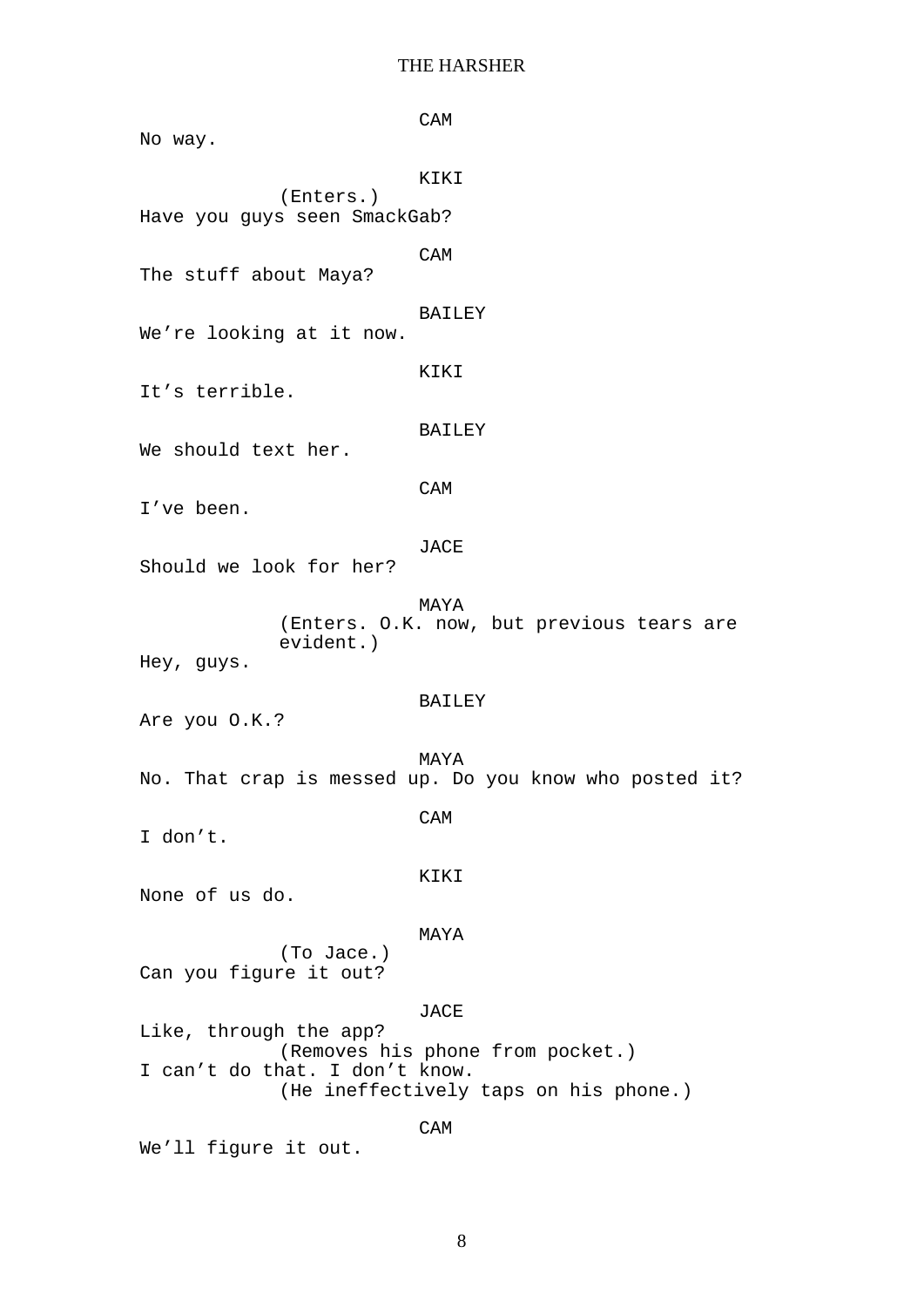CAM

No way.

KIKI

(Enters.)

Have you guys seen SmackGab?

CAM

The stuff about Maya?

BAILEY

We're looking at it now.

KIKI

It's terrible.

BAILEY

We should text her.

CAM

I've been.

JACE

Should we look for her?

MAYA

(Enters. O.K. now, but previous tears are evident.)

Hey, guys.

BAILEY

Are you O.K.?

MAYA

No. That crap is messed up. Do you know who posted it?

CAM

I don't.

KIKI

None of us do.

MAYA

(To Jace.)

Can you figure it out?

JACE

Like, through the app?

(Removes his phone from pocket.)

I can't do that. I don't know.

(He ineffectively taps on his phone.)

CAM

We'll figure it out.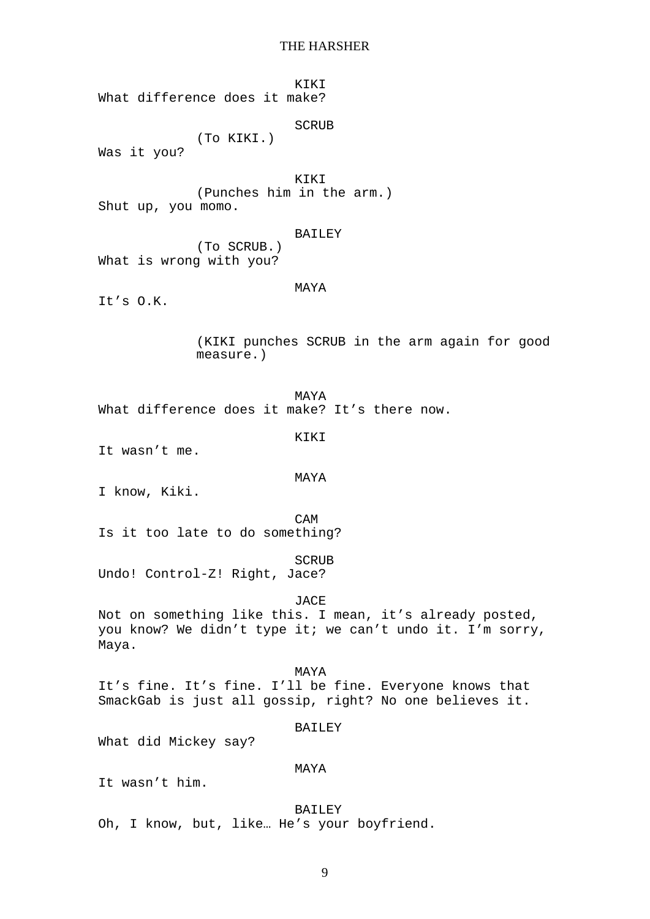KIKI
What difference does it make?

SCRUB
(To KIKI.)
Was it you?

KIKI
(Punches him in the arm.)
Shut up, you momo.

BAILEY
(To SCRUB.)
What is wrong with you?

MAYA
It's O.K.

(KIKI punches SCRUB in the arm again for good measure.)

MAYA
What difference does it make? It's there now.

KIKI
It wasn't me.

MAYA
I know, Kiki.

CAM
Is it too late to do something?

SCRUB
Undo! Control-Z! Right, Jace?

JACE
Not on something like this. I mean, it's already posted, you know? We didn't type it; we can't undo it. I'm sorry, Maya.

MAYA
It's fine. It's fine. I'll be fine. Everyone knows that SmackGab is just all gossip, right? No one believes it.

BAILEY
What did Mickey say?

MAYA
It wasn't him.

BAILEY
Oh, I know, but, like… He's your boyfriend.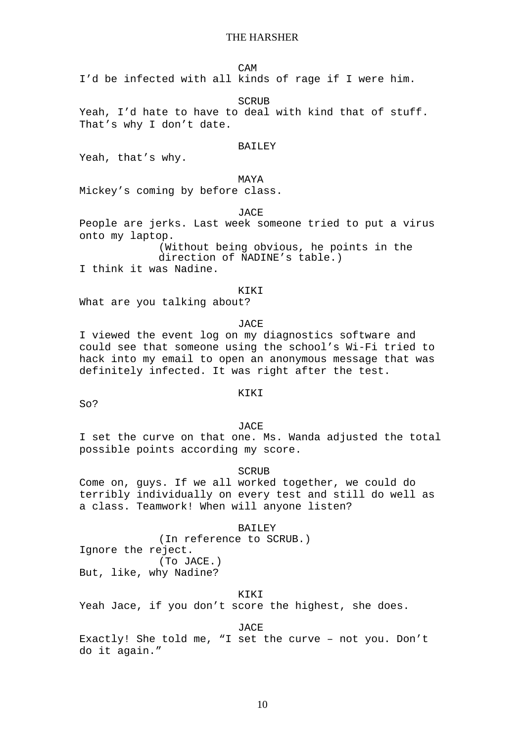CAM

I'd be infected with all kinds of rage if I were him.

SCRUB

Yeah, I'd hate to have to deal with kind that of stuff. That's why I don't date.

BAILEY

Yeah, that's why.

MAYA

Mickey's coming by before class.

JACE

People are jerks. Last week someone tried to put a virus onto my laptop.

(Without being obvious, he points in the direction of NADINE's table.)

I think it was Nadine.

KIKI

What are you talking about?

JACE

I viewed the event log on my diagnostics software and could see that someone using the school's Wi-Fi tried to hack into my email to open an anonymous message that was definitely infected. It was right after the test.

KIKI

So?

JACE

I set the curve on that one. Ms. Wanda adjusted the total possible points according my score.

SCRUB

Come on, guys. If we all worked together, we could do terribly individually on every test and still do well as a class. Teamwork! When will anyone listen?

BAILEY

(In reference to SCRUB.)

Ignore the reject.

(To JACE.)

But, like, why Nadine?

KIKI

Yeah Jace, if you don't score the highest, she does.

JACE

Exactly! She told me, "I set the curve – not you. Don't do it again."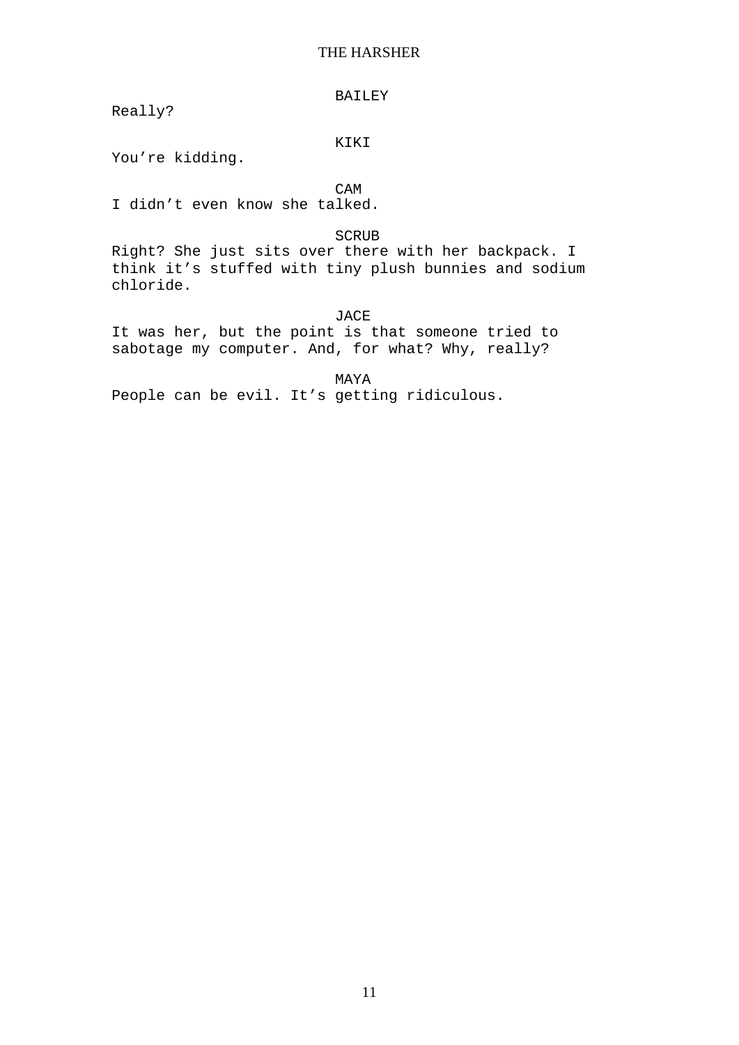BAILEY

Really?

KIKI

You’re kidding.

CAM

I didn’t even know she talked.

SCRUB

Right? She just sits over there with her backpack. I think it’s stuffed with tiny plush bunnies and sodium chloride.

JACE

It was her, but the point is that someone tried to sabotage my computer. And, for what? Why, really?

MAYA

People can be evil. It’s getting ridiculous.